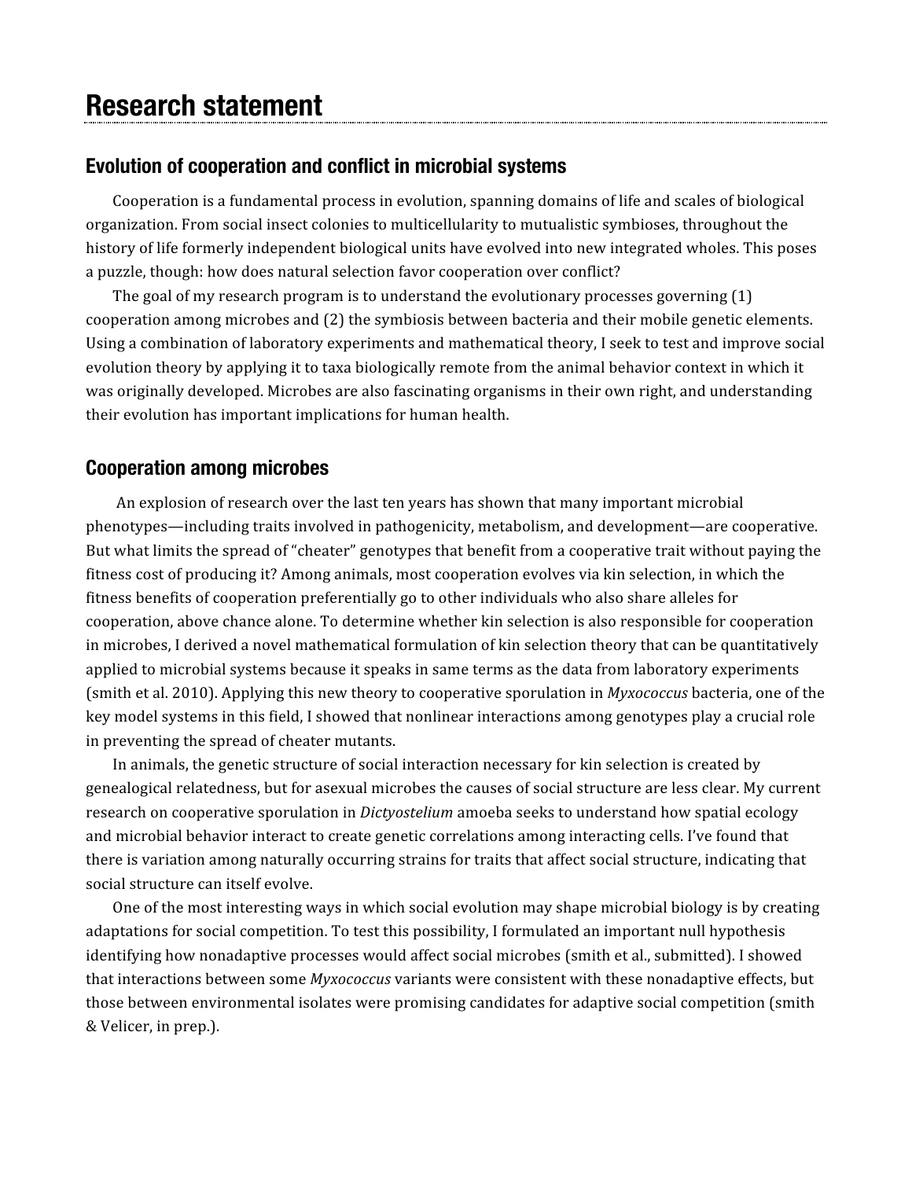# Research statement

## Evolution of cooperation and conflict in microbial systems

Cooperation is a fundamental process in evolution, spanning domains of life and scales of biological organization. From social insect colonies to multicellularity to mutualistic symbioses, throughout the history of life formerly independent biological units have evolved into new integrated wholes. This poses a puzzle, though: how does natural selection favor cooperation over conflict?

The goal of my research program is to understand the evolutionary processes governing (1) cooperation among microbes and (2) the symbiosis between bacteria and their mobile genetic elements. Using a combination of laboratory experiments and mathematical theory, I seek to test and improve social evolution theory by applying it to taxa biologically remote from the animal behavior context in which it was originally developed. Microbes are also fascinating organisms in their own right, and understanding their evolution has important implications for human health.

## Cooperation among microbes

An explosion of research over the last ten years has shown that many important microbial phenotypes—including traits involved in pathogenicity, metabolism, and development—are cooperative. But what limits the spread of "cheater" genotypes that benefit from a cooperative trait without paying the fitness cost of producing it? Among animals, most cooperation evolves via kin selection, in which the fitness benefits of cooperation preferentially go to other individuals who also share alleles for cooperation, above chance alone. To determine whether kin selection is also responsible for cooperation in microbes, I derived a novel mathematical formulation of kin selection theory that can be quantitatively applied to microbial systems because it speaks in same terms as the data from laboratory experiments (smith et al. 2010). Applying this new theory to cooperative sporulation in *Myxococcus* bacteria, one of the key model systems in this field, I showed that nonlinear interactions among genotypes play a crucial role in preventing the spread of cheater mutants.

In animals, the genetic structure of social interaction necessary for kin selection is created by genealogical relatedness, but for asexual microbes the causes of social structure are less clear. My current research on cooperative sporulation in *Dictyostelium* amoeba seeks to understand how spatial ecology and microbial behavior interact to create genetic correlations among interacting cells. I've found that there is variation among naturally occurring strains for traits that affect social structure, indicating that social structure can itself evolve.

One of the most interesting ways in which social evolution may shape microbial biology is by creating adaptations for social competition. To test this possibility, I formulated an important null hypothesis identifying how nonadaptive processes would affect social microbes (smith et al., submitted). I showed that interactions between some *Myxococcus* variants were consistent with these nonadaptive effects, but those between environmental isolates were promising candidates for adaptive social competition (smith & Velicer, in prep.).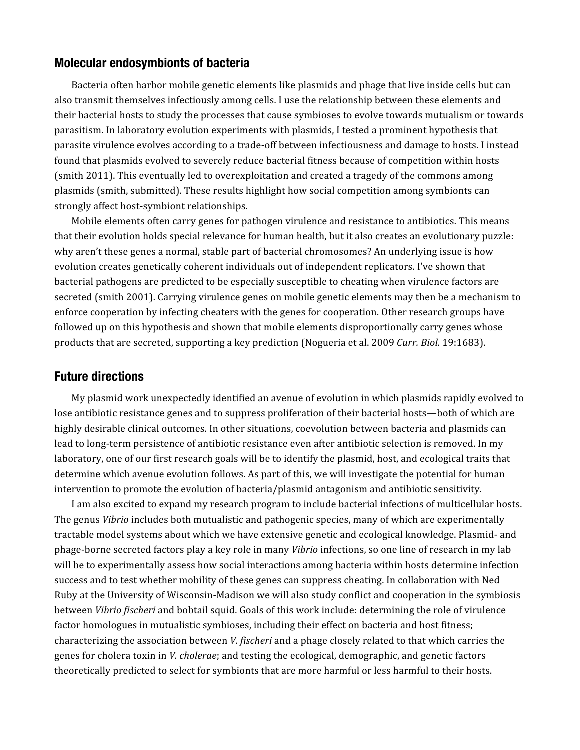## Molecular endosymbionts of bacteria

Bacteria often harbor mobile genetic elements like plasmids and phage that live inside cells but can also transmit themselves infectiously among cells. I use the relationship between these elements and their bacterial hosts to study the processes that cause symbioses to evolve towards mutualism or towards parasitism. In laboratory evolution experiments with plasmids, I tested a prominent hypothesis that parasite virulence evolves according to a trade-off between infectiousness and damage to hosts. I instead found that plasmids evolved to severely reduce bacterial fitness because of competition within hosts (smith 2011). This eventually led to overexploitation and created a tragedy of the commons among plasmids (smith, submitted). These results highlight how social competition among symbionts can strongly affect host-symbiont relationships.

Mobile elements often carry genes for pathogen virulence and resistance to antibiotics. This means that their evolution holds special relevance for human health, but it also creates an evolutionary puzzle: why aren't these genes a normal, stable part of bacterial chromosomes? An underlying issue is how evolution creates genetically coherent individuals out of independent replicators. I've shown that bacterial pathogens are predicted to be especially susceptible to cheating when virulence factors are secreted (smith 2001). Carrying virulence genes on mobile genetic elements may then be a mechanism to enforce cooperation by infecting cheaters with the genes for cooperation. Other research groups have followed up on this hypothesis and shown that mobile elements disproportionally carry genes whose products that are secreted, supporting a key prediction (Nogueria et al. 2009 *Curr. Biol.* 19:1683).

## Future directions

My plasmid work unexpectedly identified an avenue of evolution in which plasmids rapidly evolved to lose antibiotic resistance genes and to suppress proliferation of their bacterial hosts—both of which are highly desirable clinical outcomes. In other situations, coevolution between bacteria and plasmids can lead to long-term persistence of antibiotic resistance even after antibiotic selection is removed. In my laboratory, one of our first research goals will be to identify the plasmid, host, and ecological traits that determine which avenue evolution follows. As part of this, we will investigate the potential for human intervention to promote the evolution of bacteria/plasmid antagonism and antibiotic sensitivity.

I am also excited to expand my research program to include bacterial infections of multicellular hosts. The genus *Vibrio* includes both mutualistic and pathogenic species, many of which are experimentally tractable model systems about which we have extensive genetic and ecological knowledge. Plasmid- and phage-borne secreted factors play a key role in many *Vibrio* infections, so one line of research in my lab will be to experimentally assess how social interactions among bacteria within hosts determine infection success and to test whether mobility of these genes can suppress cheating. In collaboration with Ned Ruby at the University of Wisconsin-Madison we will also study conflict and cooperation in the symbiosis between *Vibrio fischeri* and bobtail squid. Goals of this work include: determining the role of virulence factor homologues in mutualistic symbioses, including their effect on bacteria and host fitness; characterizing the association between *V. fischeri* and a phage closely related to that which carries the genes for cholera toxin in *V. cholerae*; and testing the ecological, demographic, and genetic factors theoretically predicted to select for symbionts that are more harmful or less harmful to their hosts.